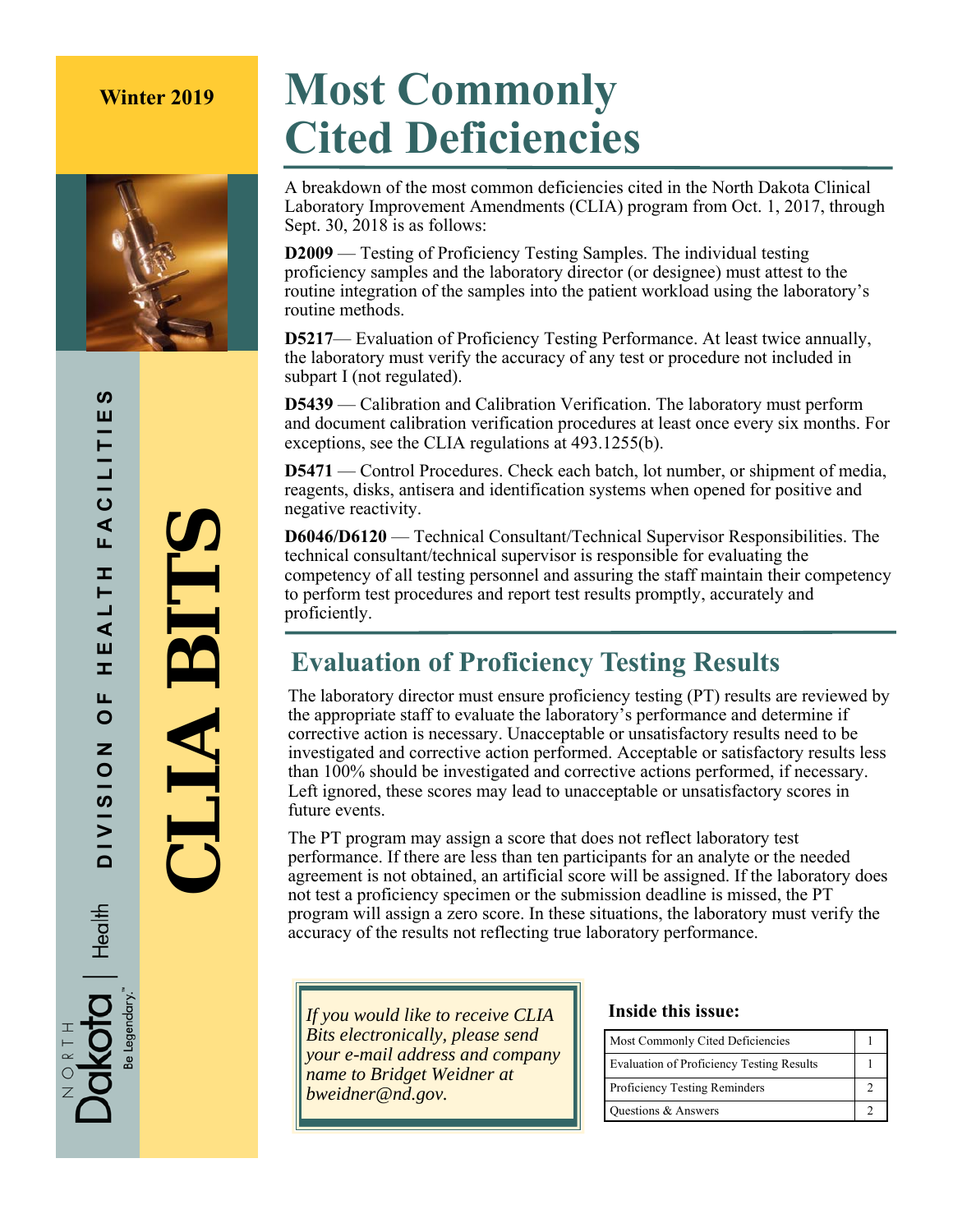Winter 2019

# CLIA BITS

DIVISION OF HEALTH FACILITIES

North Dakota | Health

Be Legendary.™

# Most Commonly Cited Deficiencies

A breakdown of the most common deficiencies cited in the North Dakota Clinical Laboratory Improvement Amendments (CLIA) program from Oct. 1, 2017, through Sept. 30, 2018 is as follows:

**D2009** — Testing of Proficiency Testing Samples. The individual testing proficiency samples and the laboratory director (or designee) must attest to the routine integration of the samples into the patient workload using the laboratory's routine methods.

**D5217**— Evaluation of Proficiency Testing Performance. At least twice annually, the laboratory must verify the accuracy of any test or procedure not included in subpart I (not regulated).

**D5439** — Calibration and Calibration Verification. The laboratory must perform and document calibration verification procedures at least once every six months. For exceptions, see the CLIA regulations at 493.1255(b).

**D5471** — Control Procedures. Check each batch, lot number, or shipment of media, reagents, disks, antisera and identification systems when opened for positive and negative reactivity.

**D6046/D6120** — Technical Consultant/Technical Supervisor Responsibilities. The technical consultant/technical supervisor is responsible for evaluating the competency of all testing personnel and assuring the staff maintain their competency to perform test procedures and report test results promptly, accurately and proficiently.

## Evaluation of Proficiency Testing Results

The laboratory director must ensure proficiency testing (PT) results are reviewed by the appropriate staff to evaluate the laboratory's performance and determine if corrective action is necessary. Unacceptable or unsatisfactory results need to be investigated and corrective action performed. Acceptable or satisfactory results less than 100% should be investigated and corrective actions performed, if necessary. Left ignored, these scores may lead to unacceptable or unsatisfactory scores in future events.

The PT program may assign a score that does not reflect laboratory test performance. If there are less than ten participants for an analyte or the needed agreement is not obtained, an artificial score will be assigned. If the laboratory does not test a proficiency specimen or the submission deadline is missed, the PT program will assign a zero score. In these situations, the laboratory must verify the accuracy of the results not reflecting true laboratory performance.

*If you would like to receive CLIA Bits electronically, please send your e-mail address and company name to Bridget Weidner at bweidner@nd.gov.*

**Inside this issue:**

| | |
|---|---|
| Most Commonly Cited Deficiencies | 1 |
| Evaluation of Proficiency Testing Results | 1 |
| Proficiency Testing Reminders | 2 |
| Questions & Answers | 2 |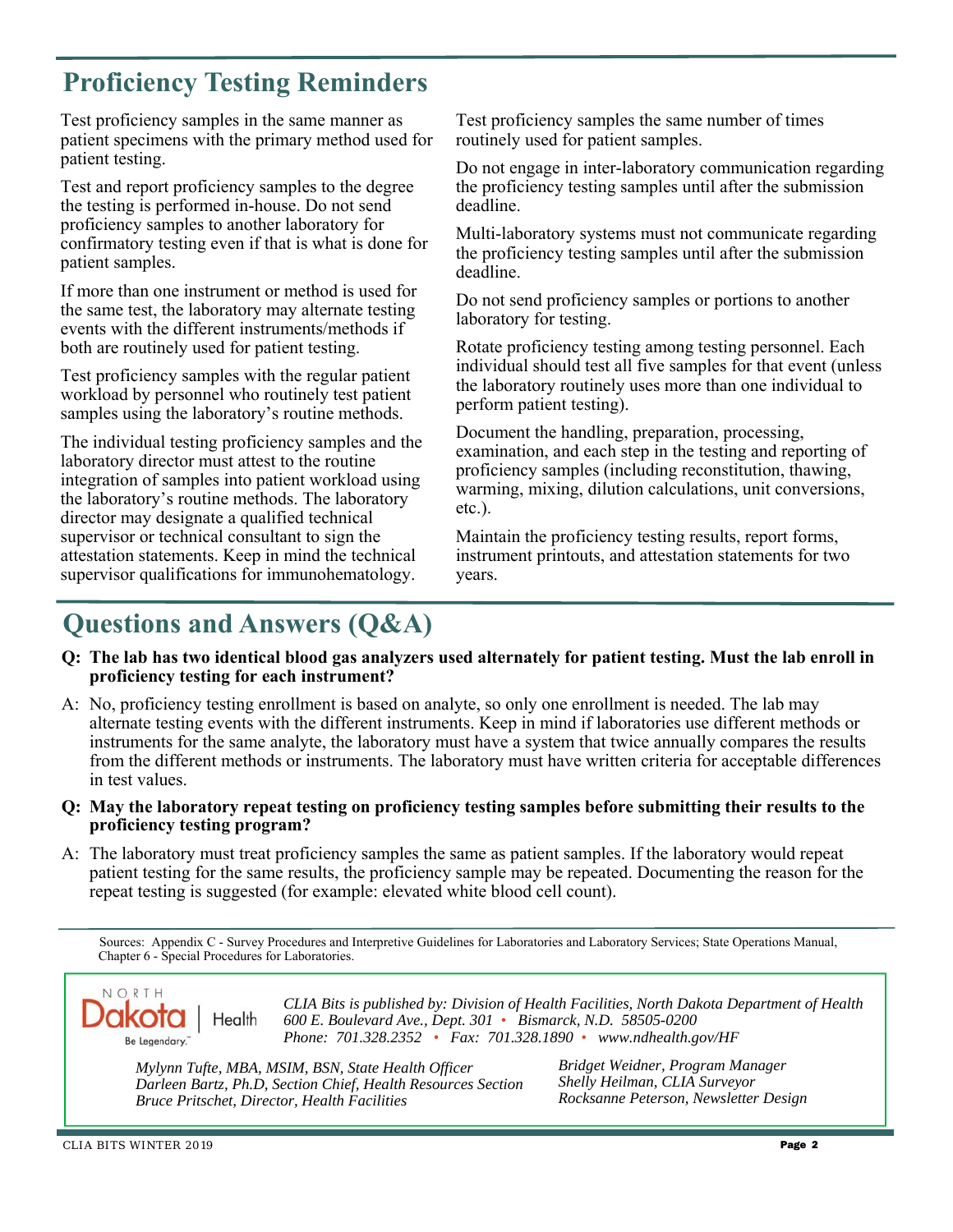# Proficiency Testing Reminders

Test proficiency samples in the same manner as patient specimens with the primary method used for patient testing.

Test and report proficiency samples to the degree the testing is performed in-house. Do not send proficiency samples to another laboratory for confirmatory testing even if that is what is done for patient samples.

If more than one instrument or method is used for the same test, the laboratory may alternate testing events with the different instruments/methods if both are routinely used for patient testing.

Test proficiency samples with the regular patient workload by personnel who routinely test patient samples using the laboratory's routine methods.

The individual testing proficiency samples and the laboratory director must attest to the routine integration of samples into patient workload using the laboratory's routine methods. The laboratory director may designate a qualified technical supervisor or technical consultant to sign the attestation statements. Keep in mind the technical supervisor qualifications for immunohematology.

Test proficiency samples the same number of times routinely used for patient samples.

Do not engage in inter-laboratory communication regarding the proficiency testing samples until after the submission deadline.

Multi-laboratory systems must not communicate regarding the proficiency testing samples until after the submission deadline.

Do not send proficiency samples or portions to another laboratory for testing.

Rotate proficiency testing among testing personnel. Each individual should test all five samples for that event (unless the laboratory routinely uses more than one individual to perform patient testing).

Document the handling, preparation, processing, examination, and each step in the testing and reporting of proficiency samples (including reconstitution, thawing, warming, mixing, dilution calculations, unit conversions, etc.).

Maintain the proficiency testing results, report forms, instrument printouts, and attestation statements for two years.

# Questions and Answers (Q&A)

**Q: The lab has two identical blood gas analyzers used alternately for patient testing. Must the lab enroll in proficiency testing for each instrument?**

A: No, proficiency testing enrollment is based on analyte, so only one enrollment is needed. The lab may alternate testing events with the different instruments. Keep in mind if laboratories use different methods or instruments for the same analyte, the laboratory must have a system that twice annually compares the results from the different methods or instruments. The laboratory must have written criteria for acceptable differences in test values.

**Q: May the laboratory repeat testing on proficiency testing samples before submitting their results to the proficiency testing program?**

A: The laboratory must treat proficiency samples the same as patient samples. If the laboratory would repeat patient testing for the same results, the proficiency sample may be repeated. Documenting the reason for the repeat testing is suggested (for example: elevated white blood cell count).

Sources: Appendix C - Survey Procedures and Interpretive Guidelines for Laboratories and Laboratory Services; State Operations Manual, Chapter 6 - Special Procedures for Laboratories.

NORTH Dakota | Health
Be Legendary.

*CLIA Bits is published by: Division of Health Facilities, North Dakota Department of Health*
*600 E. Boulevard Ave., Dept. 301 • Bismarck, N.D. 58505-0200*
*Phone: 701.328.2352 • Fax: 701.328.1890 • www.ndhealth.gov/HF*

*Mylynn Tufte, MBA, MSIM, BSN, State Health Officer*
*Darleen Bartz, Ph.D, Section Chief, Health Resources Section*
*Bruce Pritschet, Director, Health Facilities*

*Bridget Weidner, Program Manager*
*Shelly Heilman, CLIA Surveyor*
*Rocksanne Peterson, Newsletter Design*